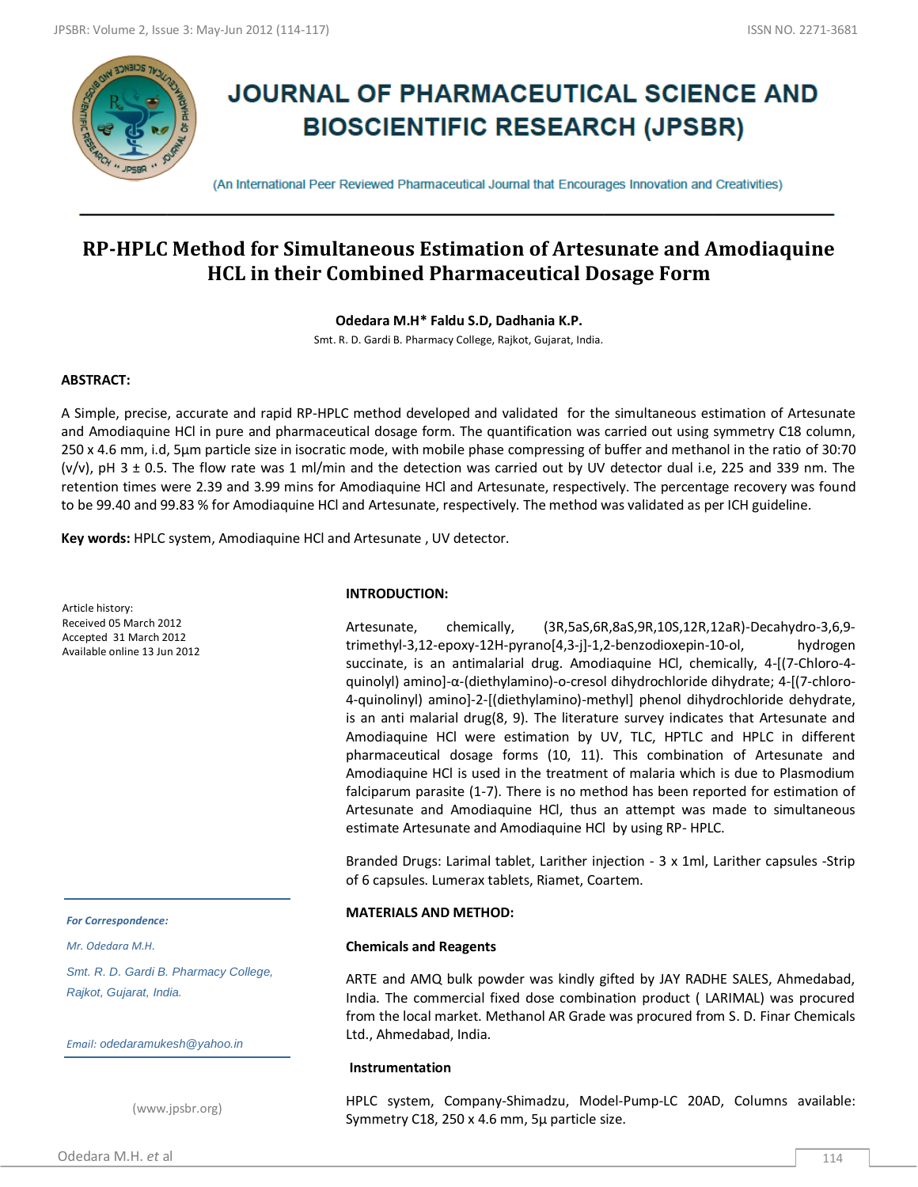# JOURNAL OF PHARMACEUTICAL SCIENCE AND BIOSCIENTIFIC RESEARCH (JPSBR)

(An International Peer Reviewed Pharmaceutical Journal that Encourages Innovation and Creativities)

## RP-HPLC Method for Simultaneous Estimation of Artesunate and Amodiaquine HCL in their Combined Pharmaceutical Dosage Form

**Odedara M.H\* Faldu S.D, Dadhania K.P.**

Smt. R. D. Gardi B. Pharmacy College, Rajkot, Gujarat, India.

**ABSTRACT:**

A Simple, precise, accurate and rapid RP-HPLC method developed and validated for the simultaneous estimation of Artesunate and Amodiaquine HCl in pure and pharmaceutical dosage form. The quantification was carried out using symmetry C18 column, 250 x 4.6 mm, i.d, 5µm particle size in isocratic mode, with mobile phase compresing of buffer and methanol in the ratio of 30:70 (v/v), pH 3 ± 0.5. The flow rate was 1 ml/min and the detection was carried out by UV detector dual i.e, 225 and 339 nm. The retention times were 2.39 and 3.99 mins for Amodiaquine HCl and Artesunate, respectively. The percentage recovery was found to be 99.40 and 99.83 % for Amodiaquine HCl and Artesunate, respectively. The method was validated as per ICH guideline.

**Key words:** HPLC system, Amodiaquine HCl and Artesunate , UV detector.

Article history:
Received 05 March 2012
Accepted 31 March 2012
Available online 13 Jun 2012

*For Correspondence:*

*Mr. Odedara M.H.*

*Smt. R. D. Gardi B. Pharmacy College, Rajkot, Gujarat, India.*

*Email: odedaramukesh@yahoo.in*

(www.jpsbr.org)

**INTRODUCTION:**

Artesunate, chemically, (3R,5aS,6R,8aS,9R,10S,12R,12aR)-Decahydro-3,6,9-trimethyl-3,12-epoxy-12H-pyrano[4,3-j]-1,2-benzodioxepin-10-ol, hydrogen succinate, is an antimalarial drug. Amodiaquine HCl, chemically, 4-[(7-Chloro-4-quinolyl) amino]-α-(diethylamino)-o-cresol dihydrochloride dihydrate; 4-[(7-chloro-4-quinolinyl) amino]-2-[(diethylamino)-methyl] phenol dihydrochloride dehydrate, is an anti malarial drug(8, 9). The literature survey indicates that Artesunate and Amodiaquine HCl were estimation by UV, TLC, HPTLC and HPLC in different pharmaceutical dosage forms (10, 11). This combination of Artesunate and Amodiaquine HCl is used in the treatment of malaria which is due to Plasmodium falciparum parasite (1-7). There is no method has been reported for estimation of Artesunate and Amodiaquine HCl, thus an attempt was made to simultaneous estimate Artesunate and Amodiaquine HCl by using RP- HPLC.

Branded Drugs: Larimal tablet, Larither injection - 3 x 1ml, Larither capsules -Strip of 6 capsules. Lumerax tablets, Riamet, Coartem.

**MATERIALS AND METHOD:**

**Chemicals and Reagents**

ARTE and AMQ bulk powder was kindly gifted by JAY RADHE SALES, Ahmedabad, India. The commercial fixed dose combination product ( LARIMAL) was procured from the local market. Methanol AR Grade was procured from S. D. Finar Chemicals Ltd., Ahmedabad, India.

**Instrumentation**

HPLC system, Company-Shimadzu, Model-Pump-LC 20AD, Columns available: Symmetry C18, 250 x 4.6 mm, 5µ particle size.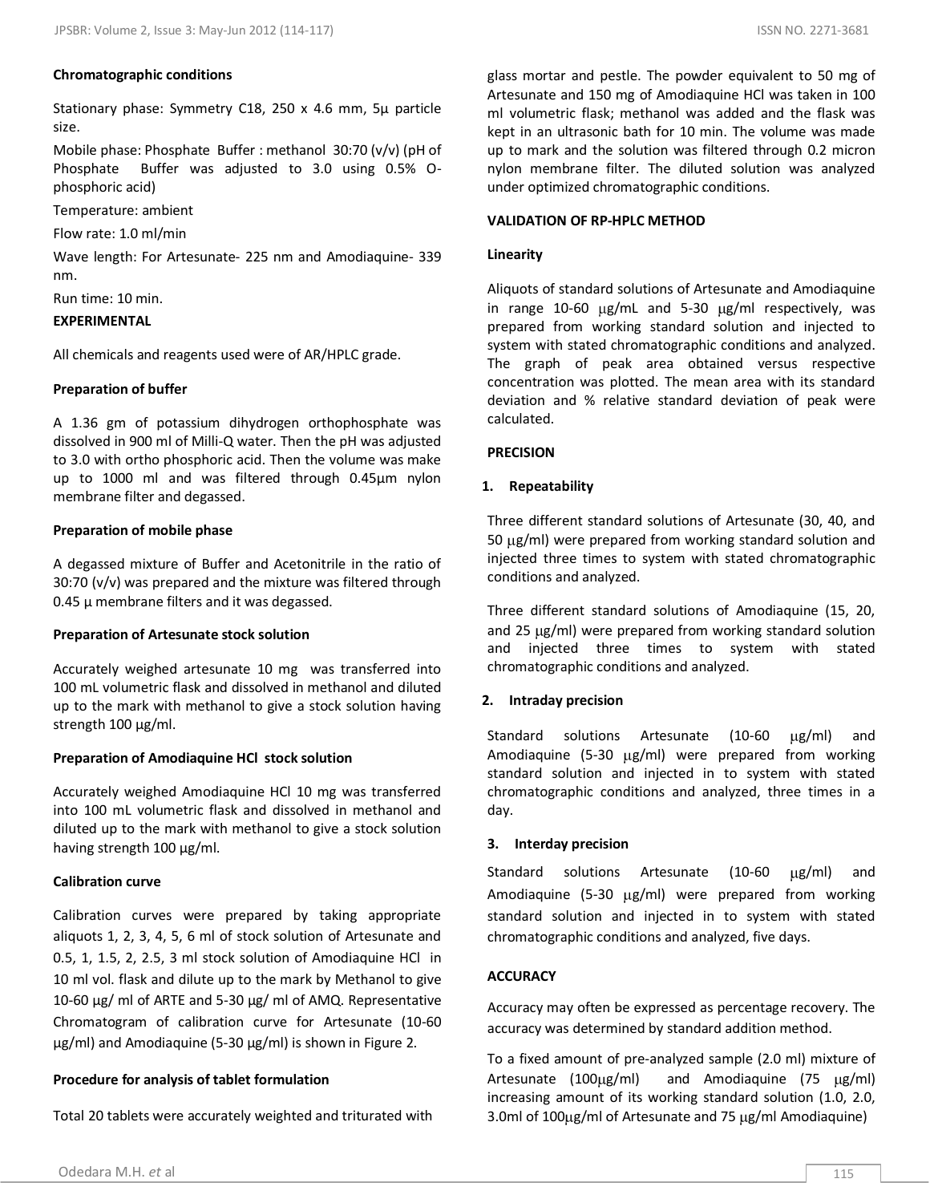**Chromatographic conditions**

Stationary phase: Symmetry C18, 250 x 4.6 mm, 5µ particle size.

Mobile phase: Phosphate Buffer : methanol 30:70 (v/v) (pH of Phosphate Buffer was adjusted to 3.0 using 0.5% O-phosphoric acid)

Temperature: ambient

Flow rate: 1.0 ml/min

Wave length: For Artesunate- 225 nm and Amodiaquine- 339 nm.

Run time: 10 min.

## EXPERIMENTAL

All chemicals and reagents used were of AR/HPLC grade.

**Preparation of buffer**

A 1.36 gm of potassium dihydrogen orthophosphate was dissolved in 900 ml of Milli-Q water. Then the pH was adjusted to 3.0 with ortho phosphoric acid. Then the volume was make up to 1000 ml and was filtered through 0.45µm nylon membrane filter and degassed.

**Preparation of mobile phase**

A degassed mixture of Buffer and Acetonitrile in the ratio of 30:70 (v/v) was prepared and the mixture was filtered through 0.45 µ membrane filters and it was degassed.

**Preparation of Artesunate stock solution**

Accurately weighed artesunate 10 mg was transferred into 100 mL volumetric flask and dissolved in methanol and diluted up to the mark with methanol to give a stock solution having strength 100 µg/ml.

**Preparation of Amodiaquine HCl stock solution**

Accurately weighed Amodiaquine HCl 10 mg was transferred into 100 mL volumetric flask and dissolved in methanol and diluted up to the mark with methanol to give a stock solution having strength 100 µg/ml.

**Calibration curve**

Calibration curves were prepared by taking appropriate aliquots 1, 2, 3, 4, 5, 6 ml of stock solution of Artesunate and 0.5, 1, 1.5, 2, 2.5, 3 ml stock solution of Amodiaquine HCl in 10 ml vol. flask and dilute up to the mark by Methanol to give 10-60 µg/ ml of ARTE and 5-30 µg/ ml of AMQ. Representative Chromatogram of calibration curve for Artesunate (10-60 µg/ml) and Amodiaquine (5-30 µg/ml) is shown in Figure 2.

**Procedure for analysis of tablet formulation**

Total 20 tablets were accurately weighted and triturated with glass mortar and pestle. The powder equivalent to 50 mg of Artesunate and 150 mg of Amodiaquine HCl was taken in 100 ml volumetric flask; methanol was added and the flask was kept in an ultrasonic bath for 10 min. The volume was made up to mark and the solution was filtered through 0.2 micron nylon membrane filter. The diluted solution was analyzed under optimized chromatographic conditions.

## VALIDATION OF RP-HPLC METHOD

**Linearity**

Aliquots of standard solutions of Artesunate and Amodiaquine in range 10-60 µg/mL and 5-30 µg/ml respectively, was prepared from working standard solution and injected to system with stated chromatographic conditions and analyzed. The graph of peak area obtained versus respective concentration was plotted. The mean area with its standard deviation and % relative standard deviation of peak were calculated.

**PRECISION**

**1. Repeatability**

Three different standard solutions of Artesunate (30, 40, and 50 µg/ml) were prepared from working standard solution and injected three times to system with stated chromatographic conditions and analyzed.

Three different standard solutions of Amodiaquine (15, 20, and 25 µg/ml) were prepared from working standard solution and injected three times to system with stated chromatographic conditions and analyzed.

**2. Intraday precision**

Standard solutions Artesunate (10-60 µg/ml) and Amodiaquine (5-30 µg/ml) were prepared from working standard solution and injected in to system with stated chromatographic conditions and analyzed, three times in a day.

**3. Interday precision**

Standard solutions Artesunate (10-60 µg/ml) and Amodiaquine (5-30 µg/ml) were prepared from working standard solution and injected in to system with stated chromatographic conditions and analyzed, five days.

**ACCURACY**

Accuracy may often be expressed as percentage recovery. The accuracy was determined by standard addition method.

To a fixed amount of pre-analyzed sample (2.0 ml) mixture of Artesunate (100µg/ml) and Amodiaquine (75 µg/ml) increasing amount of its working standard solution (1.0, 2.0, 3.0ml of 100µg/ml of Artesunate and 75 µg/ml Amodiaquine)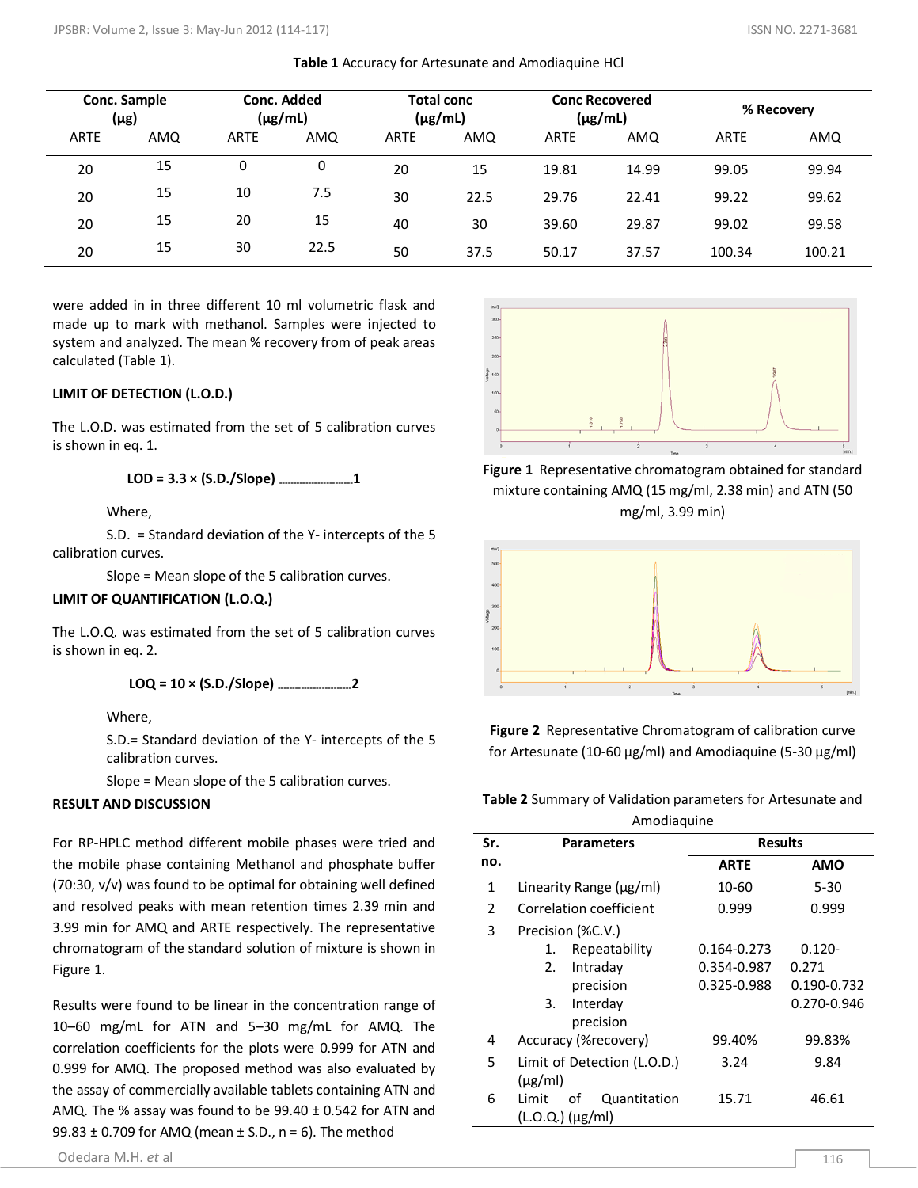**Table 1** Accuracy for Artesunate and Amodiaquine HCl

| Conc. Sample (µg) | | Conc. Added (µg/mL) | | Total conc (µg/mL) | | Conc Recovered (µg/mL) | | % Recovery | |
|---|---|---|---|---|---|---|---|---|---|
| ARTE | AMQ | ARTE | AMQ | ARTE | AMQ | ARTE | AMQ | ARTE | AMQ |
| 20 | 15 | 0 | 0 | 20 | 15 | 19.81 | 14.99 | 99.05 | 99.94 |
| 20 | 15 | 10 | 7.5 | 30 | 22.5 | 29.76 | 22.41 | 99.22 | 99.62 |
| 20 | 15 | 20 | 15 | 40 | 30 | 39.60 | 29.87 | 99.02 | 99.58 |
| 20 | 15 | 30 | 22.5 | 50 | 37.5 | 50.17 | 37.57 | 100.34 | 100.21 |

were added in in three different 10 ml volumetric flask and made up to mark with methanol. Samples were injected to system and analyzed. The mean % recovery from of peak areas calculated (Table 1).

### LIMIT OF DETECTION (L.O.D.)

The L.O.D. was estimated from the set of 5 calibration curves is shown in eq. 1.

$$\textbf{LOD} = 3.3 \times (\text{S.D./Slope}) \quad \text{......1}$$

Where,

S.D. = Standard deviation of the Y- intercepts of the 5 calibration curves.

Slope = Mean slope of the 5 calibration curves.

### LIMIT OF QUANTIFICATION (L.O.Q.)

The L.O.Q. was estimated from the set of 5 calibration curves is shown in eq. 2.

$$\textbf{LOQ} = 10 \times (\text{S.D./Slope}) \quad \text{......2}$$

Where,

S.D.= Standard deviation of the Y- intercepts of the 5 calibration curves.

Slope = Mean slope of the 5 calibration curves.

### RESULT AND DISCUSSION

For RP-HPLC method different mobile phases were tried and the mobile phase containing Methanol and phosphate buffer (70:30, v/v) was found to be optimal for obtaining well defined and resolved peaks with mean retention times 2.39 min and 3.99 min for AMQ and ARTE respectively. The representative chromatogram of the standard solution of mixture is shown in Figure 1.

Results were found to be linear in the concentration range of 10–60 mg/mL for ATN and 5–30 mg/mL for AMQ. The correlation coefficients for the plots were 0.999 for ATN and 0.999 for AMQ. The proposed method was also evaluated by the assay of commercially available tablets containing ATN and AMQ. The % assay was found to be 99.40 ± 0.542 for ATN and 99.83 ± 0.709 for AMQ (mean ± S.D., n = 6). The method

**Figure 1** Representative chromatogram obtained for standard mixture containing AMQ (15 mg/ml, 2.38 min) and ATN (50 mg/ml, 3.99 min)

**Figure 2** Representative Chromatogram of calibration curve for Artesunate (10-60 µg/ml) and Amodiaquine (5-30 µg/ml)

**Table 2** Summary of Validation parameters for Artesunate and Amodiaquine

| Sr. no. | Parameters | Results | |
|---|---|---|---|
| | | ARTE | AMO |
| 1 | Linearity Range (µg/ml) | 10-60 | 5-30 |
| 2 | Correlation coefficient | 0.999 | 0.999 |
| 3 | Precision (%C.V.) | | |
| | 1. Repeatability | 0.164-0.273 | 0.120-0.271 |
| | 2. Intraday precision | 0.354-0.987 | 0.190-0.732 |
| | 3. Interday precision | 0.325-0.988 | 0.270-0.946 |
| 4 | Accuracy (%recovery) | 99.40% | 99.83% |
| 5 | Limit of Detection (L.O.D.) (µg/ml) | 3.24 | 9.84 |
| 6 | Limit of Quantitation (L.O.Q.) (µg/ml) | 15.71 | 46.61 |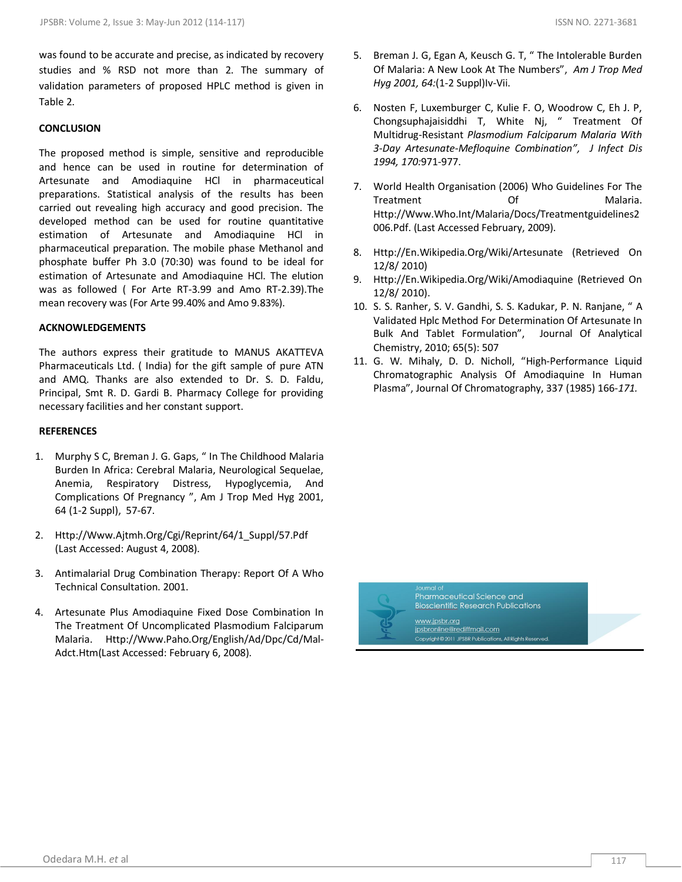was found to be accurate and precise, as indicated by recovery studies and % RSD not more than 2. The summary of validation parameters of proposed HPLC method is given in Table 2.

## CONCLUSION

The proposed method is simple, sensitive and reproducible and hence can be used in routine for determination of Artesunate and Amodiaquine HCl in pharmaceutical preparations. Statistical analysis of the results has been carried out revealing high accuracy and good precision. The developed method can be used for routine quantitative estimation of Artesunate and Amodiaquine HCl in pharmaceutical preparation. The mobile phase Methanol and phosphate buffer Ph 3.0 (70:30) was found to be ideal for estimation of Artesunate and Amodiaquine HCl. The elution was as followed ( For Arte RT-3.99 and Amo RT-2.39).The mean recovery was (For Arte 99.40% and Amo 9.83%).

## ACKNOWLEDGEMENTS

The authors express their gratitude to MANUS AKATTEVA Pharmaceuticals Ltd. ( India) for the gift sample of pure ATN and AMQ. Thanks are also extended to Dr. S. D. Faldu, Principal, Smt R. D. Gardi B. Pharmacy College for providing necessary facilities and her constant support.

## REFERENCES

1. Murphy S C, Breman J. G. Gaps, " In The Childhood Malaria Burden In Africa: Cerebral Malaria, Neurological Sequelae, Anemia, Respiratory Distress, Hypoglycemia, And Complications Of Pregnancy ", Am J Trop Med Hyg 2001, 64 (1-2 Suppl), 57-67.
2. Http://Www.Ajtmh.Org/Cgi/Reprint/64/1_Suppl/57.Pdf (Last Accessed: August 4, 2008).
3. Antimalarial Drug Combination Therapy: Report Of A Who Technical Consultation. 2001.
4. Artesunate Plus Amodiaquine Fixed Dose Combination In The Treatment Of Uncomplicated Plasmodium Falciparum Malaria. Http://Www.Paho.Org/English/Ad/Dpc/Cd/Mal-Adct.Htm(Last Accessed: February 6, 2008).
5. Breman J. G, Egan A, Keusch G. T, " The Intolerable Burden Of Malaria: A New Look At The Numbers", *Am J Trop Med Hyg 2001, 64:*(1-2 Suppl)Iv-Vii.
6. Nosten F, Luxemburger C, Kulie F. O, Woodrow C, Eh J. P, Chongsuphajaisiddhi T, White Nj, " Treatment Of Multidrug-Resistant *Plasmodium Falciparum Malaria With 3-Day Artesunate-Mefloquine Combination", J Infect Dis 1994, 170:*971-977.
7. World Health Organisation (2006) Who Guidelines For The Treatment Of Malaria. Http://Www.Who.Int/Malaria/Docs/Treatmentguidelines2006.Pdf. (Last Accessed February, 2009).
8. Http://En.Wikipedia.Org/Wiki/Artesunate (Retrieved On 12/8/ 2010)
9. Http://En.Wikipedia.Org/Wiki/Amodiaquine (Retrieved On 12/8/ 2010).
10. S. S. Ranher, S. V. Gandhi, S. S. Kadukar, P. N. Ranjane, " A Validated Hplc Method For Determination Of Artesunate In Bulk And Tablet Formulation", Journal Of Analytical Chemistry, 2010; 65(5): 507
11. G. W. Mihaly, D. D. Nicholl, "High-Performance Liquid Chromatographic Analysis Of Amodiaquine In Human Plasma", Journal Of Chromatography, 337 (1985) 166-*171.*

Journal of Pharmaceutical Science and Bioscientific Research Publications
www.jpsbr.org
jpsbronline@rediffmail.com
Copyright © 2011 JPSBR Publications, All Rights Reserved.